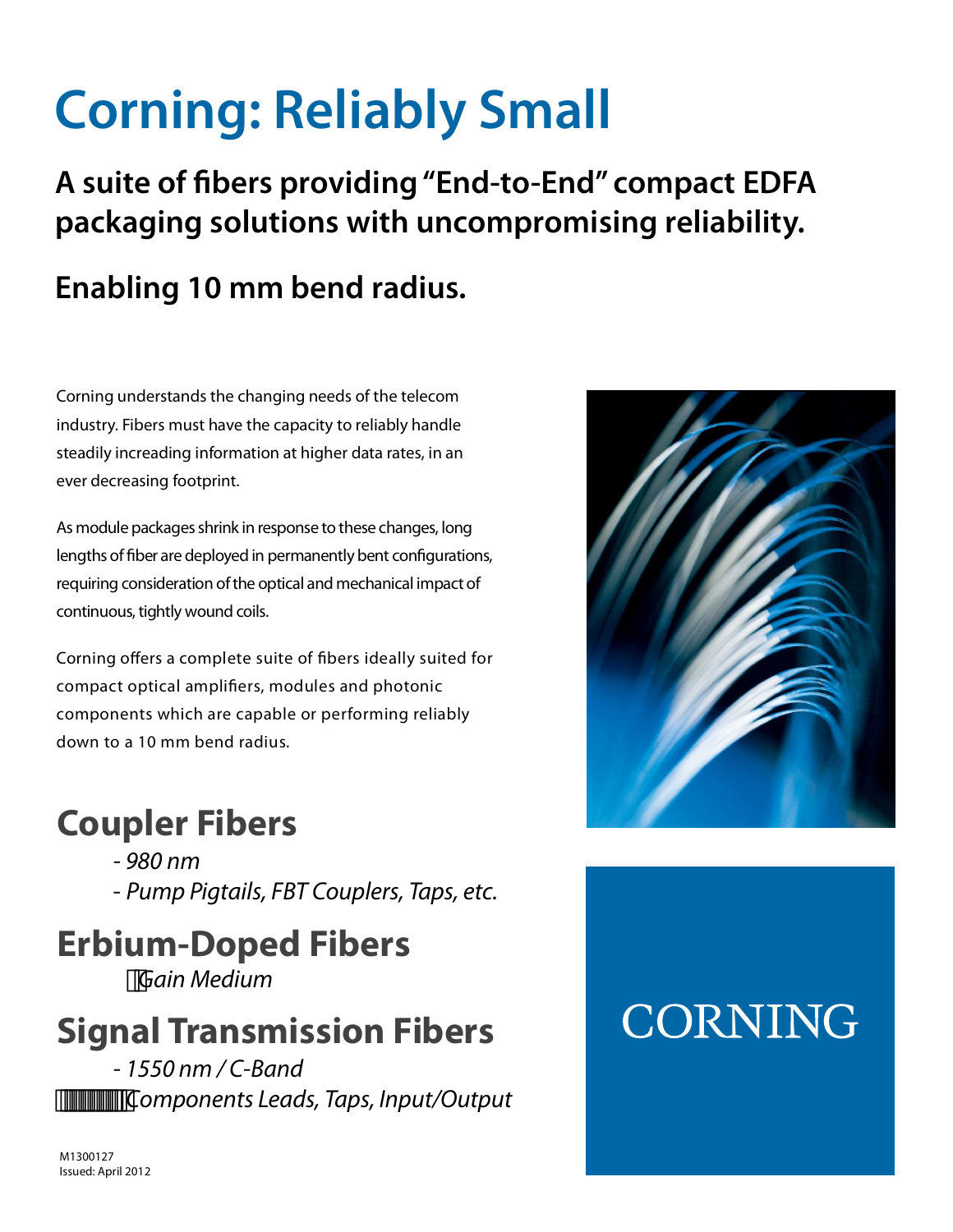# Corning: Reliably Small

## A suite of fibers providing "End-to-End" compact EDFA packaging solutions with uncompromising reliability.

## Enabling 10 mm bend radius.

Corning understands the changing needs of the telecom industry. Fibers must have the capacity to reliably handle steadily increading information at higher data rates, in an ever decreasing footprint.

As module packages shrink in response to these changes, long lengths of fiber are deployed in permanently bent configurations, requiring consideration of the optical and mechanical impact of continuous, tightly wound coils.

Corning offers a complete suite of fibers ideally suited for compact optical amplifiers, modules and photonic components which are capable or performing reliably down to a 10 mm bend radius.

## Coupler Fibers

- *980 nm*
- *Pump Pigtails, FBT Couplers, Taps, etc.*

## Erbium-Doped Fibers

- *Gain Medium*

## Signal Transmission Fibers

- *1550 nm / C-Band*
- *Components Leads, Taps, Input/Output*

CORNING

M1300127
Issued: April 2012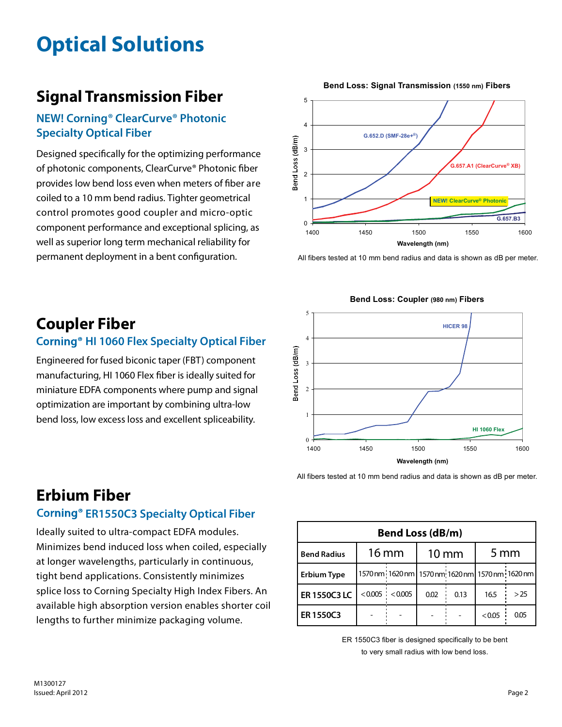# Optical Solutions

## Signal Transmission Fiber

### NEW! Corning® ClearCurve® Photonic Specialty Optical Fiber

Designed specifically for the optimizing performance of photonic components, ClearCurve® Photonic fiber provides low bend loss even when meters of fiber are coiled to a 10 mm bend radius. Tighter geometrical control promotes good coupler and micro-optic component performance and exceptional splicing, as well as superior long term mechanical reliability for permanent deployment in a bent configuration.

**Bend Loss: Signal Transmission (1550 nm) Fibers**

All fibers tested at 10 mm bend radius and data is shown as dB per meter.

## Coupler Fiber

### Corning® HI 1060 Flex Specialty Optical Fiber

Engineered for fused biconic taper (FBT) component manufacturing, HI 1060 Flex fiber is ideally suited for miniature EDFA components where pump and signal optimization are important by combining ultra-low bend loss, low excess loss and excellent spliceability.

**Bend Loss: Coupler (980 nm) Fibers**

All fibers tested at 10 mm bend radius and data is shown as dB per meter.

## Erbium Fiber

### Corning® ER1550C3 Specialty Optical Fiber

Ideally suited to ultra-compact EDFA modules. Minimizes bend induced loss when coiled, especially at longer wavelengths, particularly in continuous, tight bend applications. Consistently minimizes splice loss to Corning Specialty High Index Fibers. An available high absorption version enables shorter coil lengths to further minimize packaging volume.

| Bend Loss (dB/m) | | | | | | |
|---|---|---|---|---|---|---|
| **Bend Radius** | 16 mm | | 10 mm | | 5 mm | |
| **Erbium Type** | 1570 nm | 1620 nm | 1570 nm | 1620 nm | 1570 nm | 1620 nm |
| **ER 1550C3 LC** | <0.005 | <0.005 | 0.02 | 0.13 | 16.5 | >25 |
| **ER 1550C3** | - | - | - | - | <0.05 | 0.05 |

ER 1550C3 fiber is designed specifically to be bent to very small radius with low bend loss.

M1300127
Issued: April 2012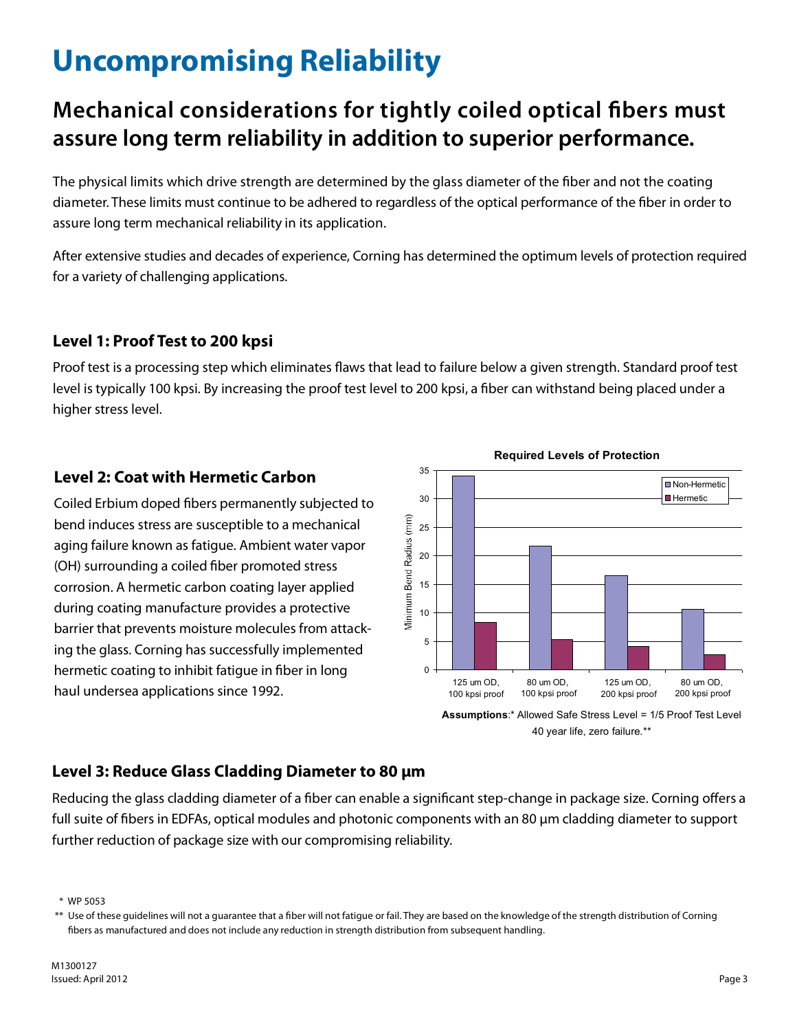# Uncompromising Reliability

## Mechanical considerations for tightly coiled optical fibers must assure long term reliability in addition to superior performance.

The physical limits which drive strength are determined by the glass diameter of the fiber and not the coating diameter. These limits must continue to be adhered to regardless of the optical performance of the fiber in order to assure long term mechanical reliability in its application.

After extensive studies and decades of experience, Corning has determined the optimum levels of protection required for a variety of challenging applications.

### Level 1: Proof Test to 200 kpsi

Proof test is a processing step which eliminates flaws that lead to failure below a given strength. Standard proof test level is typically 100 kpsi. By increasing the proof test level to 200 kpsi, a fiber can withstand being placed under a higher stress level.

### Level 2: Coat with Hermetic Carbon

Coiled Erbium doped fibers permanently subjected to bend induces stress are susceptible to a mechanical aging failure known as fatigue. Ambient water vapor (OH) surrounding a coiled fiber promoted stress corrosion. A hermetic carbon coating layer applied during coating manufacture provides a protective barrier that prevents moisture molecules from attacking the glass. Corning has successfully implemented hermetic coating to inhibit fatigue in fiber in long haul undersea applications since 1992.

**Required Levels of Protection**

| Minimum Bend Radius (mm) | Non-Hermetic | Hermetic |
|---|---|---|
| 125 um OD, 100 kpsi proof | ~34 | ~8.3 |
| 80 um OD, 100 kpsi proof | ~21.7 | ~5.3 |
| 125 um OD, 200 kpsi proof | ~16.5 | ~4.1 |
| 80 um OD, 200 kpsi proof | ~10.6 | ~2.6 |

**Assumptions**:* Allowed Safe Stress Level = 1/5 Proof Test Level 40 year life, zero failure.**

### Level 3: Reduce Glass Cladding Diameter to 80 µm

Reducing the glass cladding diameter of a fiber can enable a significant step-change in package size. Corning offers a full suite of fibers in EDFAs, optical modules and photonic components with an 80 µm cladding diameter to support further reduction of package size with our compromising reliability.

\* WP 5053

\** Use of these guidelines will not a guarantee that a fiber will not fatigue or fail. They are based on the knowledge of the strength distribution of Corning fibers as manufactured and does not include any reduction in strength distribution from subsequent handling.

M1300127
Issued: April 2012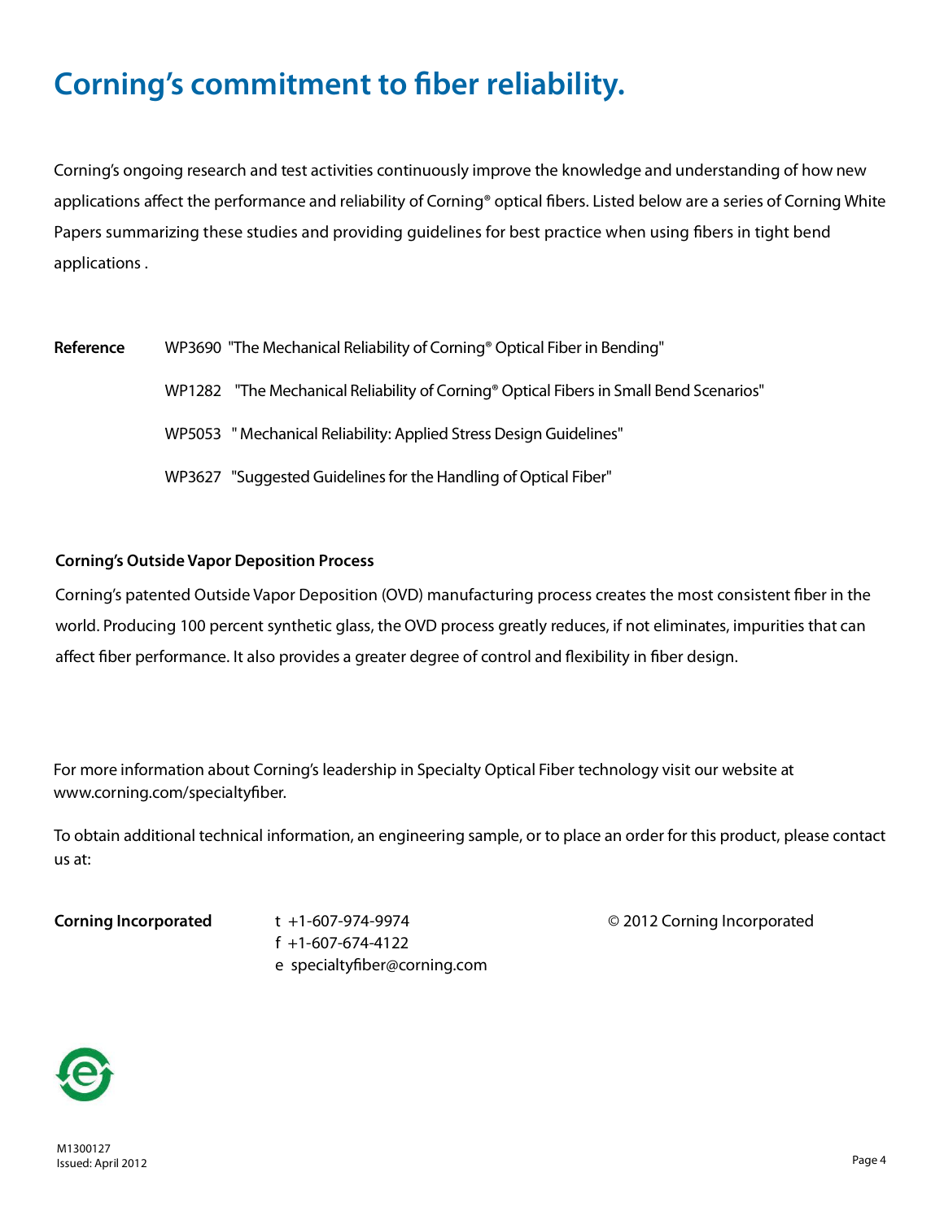# Corning's commitment to fiber reliability.

Corning's ongoing research and test activities continuously improve the knowledge and understanding of how new applications affect the performance and reliability of Corning® optical fibers. Listed below are a series of Corning White Papers summarizing these studies and providing guidelines for best practice when using fibers in tight bend applications .

**Reference** WP3690 "The Mechanical Reliability of Corning® Optical Fiber in Bending"

WP1282 "The Mechanical Reliability of Corning® Optical Fibers in Small Bend Scenarios"

WP5053 " Mechanical Reliability: Applied Stress Design Guidelines"

WP3627 "Suggested Guidelines for the Handling of Optical Fiber"

**Corning's Outside Vapor Deposition Process**

Corning's patented Outside Vapor Deposition (OVD) manufacturing process creates the most consistent fiber in the world. Producing 100 percent synthetic glass, the OVD process greatly reduces, if not eliminates, impurities that can affect fiber performance. It also provides a greater degree of control and flexibility in fiber design.

For more information about Corning's leadership in Specialty Optical Fiber technology visit our website at www.corning.com/specialtyfiber.

To obtain additional technical information, an engineering sample, or to place an order for this product, please contact us at:

**Corning Incorporated**

t +1-607-974-9974
f +1-607-674-4122
e specialtyfiber@corning.com

© 2012 Corning Incorporated

M1300127
Issued: April 2012